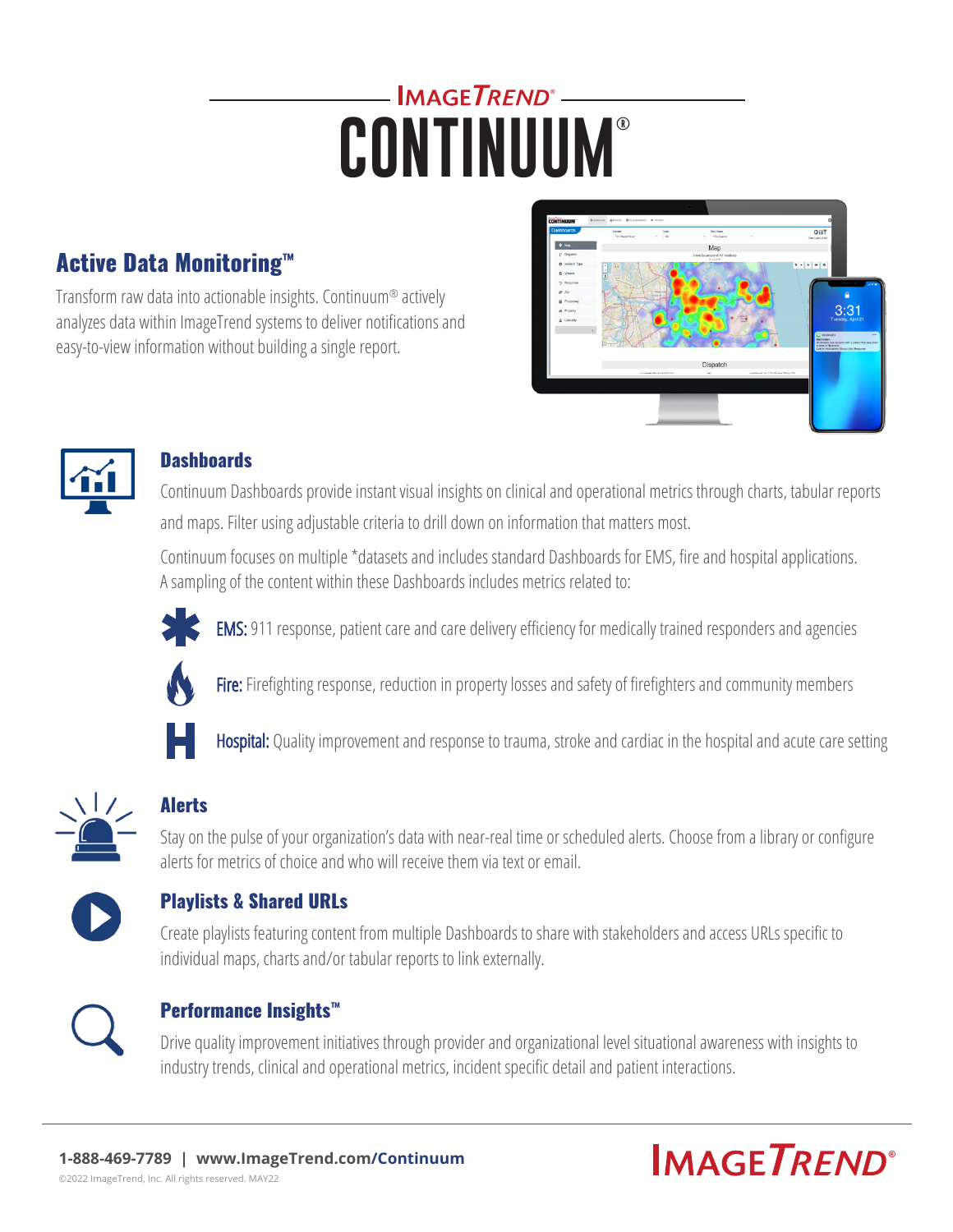# IMAGETREND® CONTINUUM®

## Active Data Monitoring™

Transform raw data into actionable insights. Continuum® actively analyzes data within ImageTrend systems to deliver notifications and easy-to-view information without building a single report.

### Dashboards

Continuum Dashboards provide instant visual insights on clinical and operational metrics through charts, tabular reports and maps. Filter using adjustable criteria to drill down on information that matters most.

Continuum focuses on multiple *datasets and includes standard Dashboards for EMS, fire and hospital applications. A sampling of the content within these Dashboards includes metrics related to:

- **EMS:** 911 response, patient care and care delivery efficiency for medically trained responders and agencies
- **Fire:** Firefighting response, reduction in property losses and safety of firefighters and community members
- **Hospital:** Quality improvement and response to trauma, stroke and cardiac in the hospital and acute care setting

### Alerts

Stay on the pulse of your organization's data with near-real time or scheduled alerts. Choose from a library or configure alerts for metrics of choice and who will receive them via text or email.

### Playlists & Shared URLs

Create playlists featuring content from multiple Dashboards to share with stakeholders and access URLs specific to individual maps, charts and/or tabular reports to link externally.

### Performance Insights™

Drive quality improvement initiatives through provider and organizational level situational awareness with insights to industry trends, clinical and operational metrics, incident specific detail and patient interactions.

**1-888-469-7789 | www.ImageTrend.com/Continuum**

©2022 ImageTrend, Inc. All rights reserved. MAY22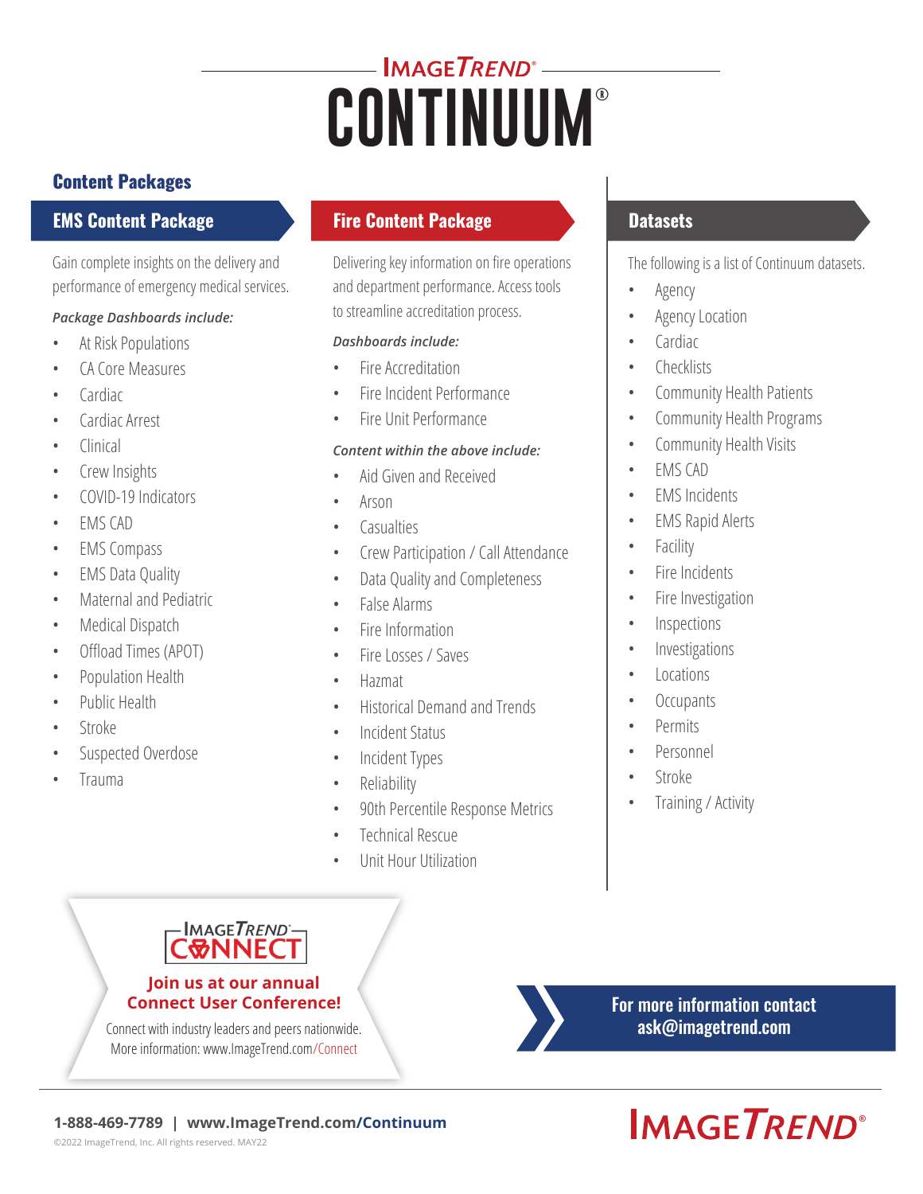IMAGETREND®

# CONTINUUM®

## Content Packages

### EMS Content Package

Gain complete insights on the delivery and performance of emergency medical services.

***Package Dashboards include:***

- At Risk Populations
- CA Core Measures
- Cardiac
- Cardiac Arrest
- Clinical
- Crew Insights
- COVID-19 Indicators
- EMS CAD
- EMS Compass
- EMS Data Quality
- Maternal and Pediatric
- Medical Dispatch
- Offload Times (APOT)
- Population Health
- Public Health
- Stroke
- Suspected Overdose
- Trauma

### Fire Content Package

Delivering key information on fire operations and department performance. Access tools to streamline accreditation process.

***Dashboards include:***

- Fire Accreditation
- Fire Incident Performance
- Fire Unit Performance

***Content within the above include:***

- Aid Given and Received
- Arson
- Casualties
- Crew Participation / Call Attendance
- Data Quality and Completeness
- False Alarms
- Fire Information
- Fire Losses / Saves
- Hazmat
- Historical Demand and Trends
- Incident Status
- Incident Types
- Reliability
- 90th Percentile Response Metrics
- Technical Rescue
- Unit Hour Utilization

### Datasets

The following is a list of Continuum datasets.

- Agency
- Agency Location
- Cardiac
- Checklists
- Community Health Patients
- Community Health Programs
- Community Health Visits
- EMS CAD
- EMS Incidents
- EMS Rapid Alerts
- Facility
- Fire Incidents
- Fire Investigation
- Inspections
- Investigations
- Locations
- Occupants
- Permits
- Personnel
- Stroke
- Training / Activity

IMAGETREND® CONNECT

**Join us at our annual Connect User Conference!**

Connect with industry leaders and peers nationwide. More information: www.ImageTrend.com/Connect

**For more information contact ask@imagetrend.com**

**1-888-469-7789 | www.ImageTrend.com/Continuum**

©2022 ImageTrend, Inc. All rights reserved. MAY22

IMAGETREND®